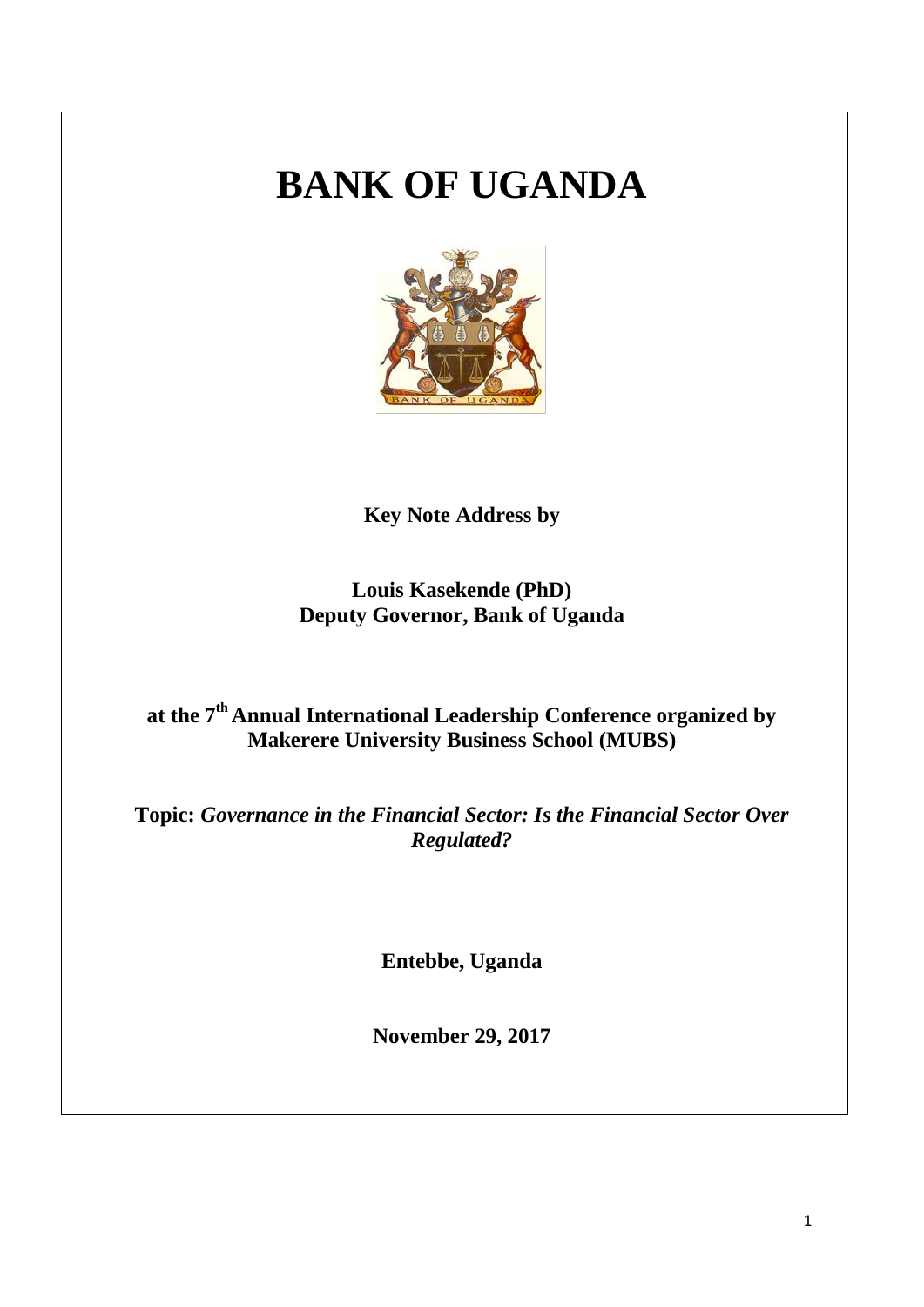# BANK OF UGANDA

**Key Note Address by**

**Louis Kasekende (PhD)**
**Deputy Governor, Bank of Uganda**

**at the 7th Annual International Leadership Conference organized by Makerere University Business School (MUBS)**

**Topic:** ***Governance in the Financial Sector: Is the Financial Sector Over Regulated?***

**Entebbe, Uganda**

**November 29, 2017**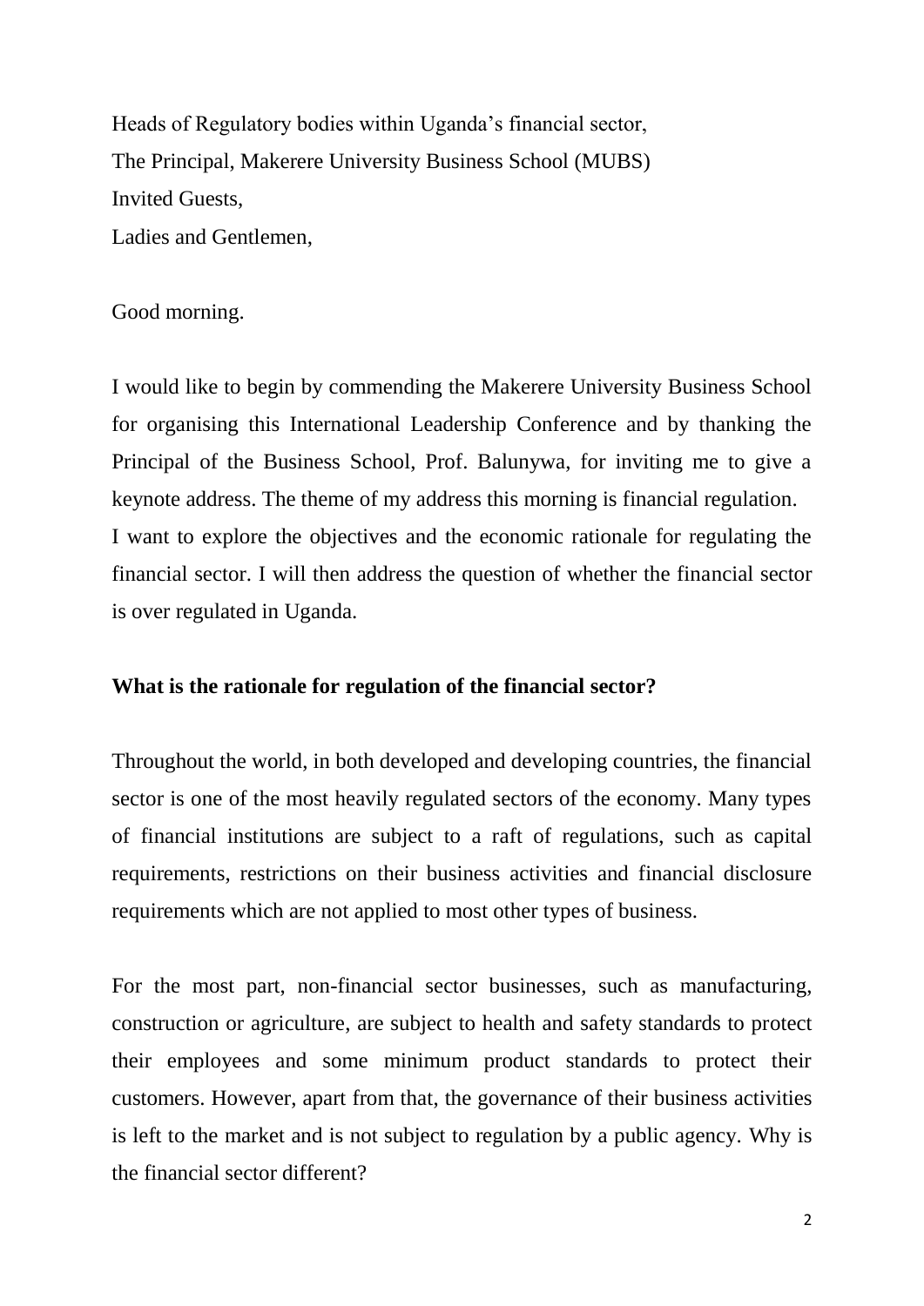Heads of Regulatory bodies within Uganda's financial sector,
The Principal, Makerere University Business School (MUBS)
Invited Guests,
Ladies and Gentlemen,

Good morning.

I would like to begin by commending the Makerere University Business School for organising this International Leadership Conference and by thanking the Principal of the Business School, Prof. Balunywa, for inviting me to give a keynote address. The theme of my address this morning is financial regulation.
I want to explore the objectives and the economic rationale for regulating the financial sector. I will then address the question of whether the financial sector is over regulated in Uganda.

**What is the rationale for regulation of the financial sector?**

Throughout the world, in both developed and developing countries, the financial sector is one of the most heavily regulated sectors of the economy. Many types of financial institutions are subject to a raft of regulations, such as capital requirements, restrictions on their business activities and financial disclosure requirements which are not applied to most other types of business.

For the most part, non-financial sector businesses, such as manufacturing, construction or agriculture, are subject to health and safety standards to protect their employees and some minimum product standards to protect their customers. However, apart from that, the governance of their business activities is left to the market and is not subject to regulation by a public agency. Why is the financial sector different?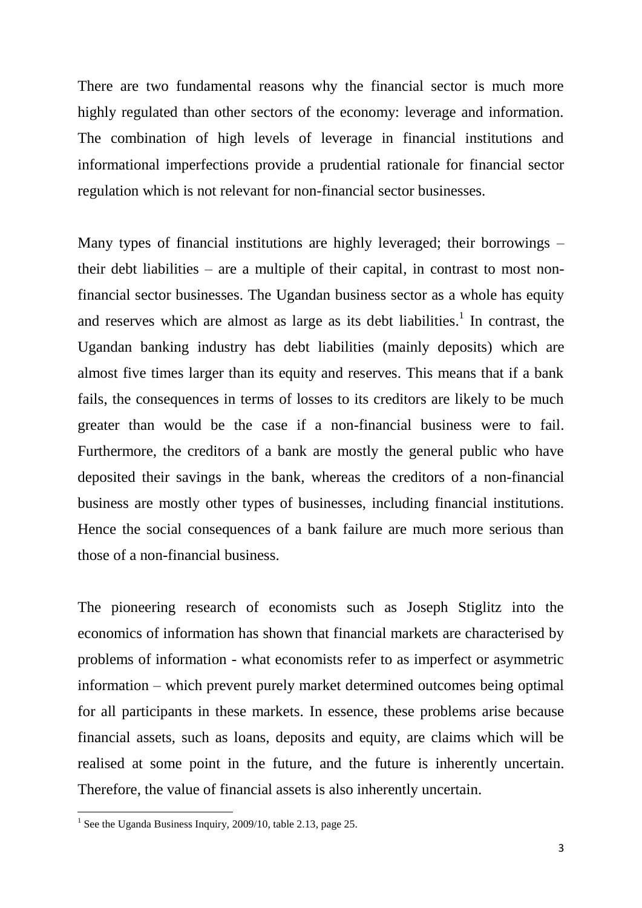There are two fundamental reasons why the financial sector is much more highly regulated than other sectors of the economy: leverage and information. The combination of high levels of leverage in financial institutions and informational imperfections provide a prudential rationale for financial sector regulation which is not relevant for non-financial sector businesses.

Many types of financial institutions are highly leveraged; their borrowings – their debt liabilities – are a multiple of their capital, in contrast to most non-financial sector businesses. The Ugandan business sector as a whole has equity and reserves which are almost as large as its debt liabilities.[1] In contrast, the Ugandan banking industry has debt liabilities (mainly deposits) which are almost five times larger than its equity and reserves. This means that if a bank fails, the consequences in terms of losses to its creditors are likely to be much greater than would be the case if a non-financial business were to fail. Furthermore, the creditors of a bank are mostly the general public who have deposited their savings in the bank, whereas the creditors of a non-financial business are mostly other types of businesses, including financial institutions. Hence the social consequences of a bank failure are much more serious than those of a non-financial business.

The pioneering research of economists such as Joseph Stiglitz into the economics of information has shown that financial markets are characterised by problems of information - what economists refer to as imperfect or asymmetric information – which prevent purely market determined outcomes being optimal for all participants in these markets. In essence, these problems arise because financial assets, such as loans, deposits and equity, are claims which will be realised at some point in the future, and the future is inherently uncertain. Therefore, the value of financial assets is also inherently uncertain.

[1] See the Uganda Business Inquiry, 2009/10, table 2.13, page 25.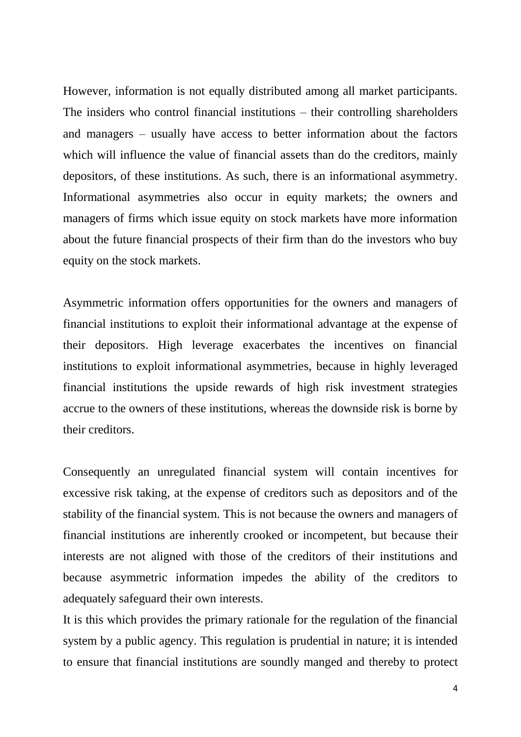However, information is not equally distributed among all market participants. The insiders who control financial institutions – their controlling shareholders and managers – usually have access to better information about the factors which will influence the value of financial assets than do the creditors, mainly depositors, of these institutions. As such, there is an informational asymmetry. Informational asymmetries also occur in equity markets; the owners and managers of firms which issue equity on stock markets have more information about the future financial prospects of their firm than do the investors who buy equity on the stock markets.

Asymmetric information offers opportunities for the owners and managers of financial institutions to exploit their informational advantage at the expense of their depositors. High leverage exacerbates the incentives on financial institutions to exploit informational asymmetries, because in highly leveraged financial institutions the upside rewards of high risk investment strategies accrue to the owners of these institutions, whereas the downside risk is borne by their creditors.

Consequently an unregulated financial system will contain incentives for excessive risk taking, at the expense of creditors such as depositors and of the stability of the financial system. This is not because the owners and managers of financial institutions are inherently crooked or incompetent, but because their interests are not aligned with those of the creditors of their institutions and because asymmetric information impedes the ability of the creditors to adequately safeguard their own interests.

It is this which provides the primary rationale for the regulation of the financial system by a public agency. This regulation is prudential in nature; it is intended to ensure that financial institutions are soundly manged and thereby to protect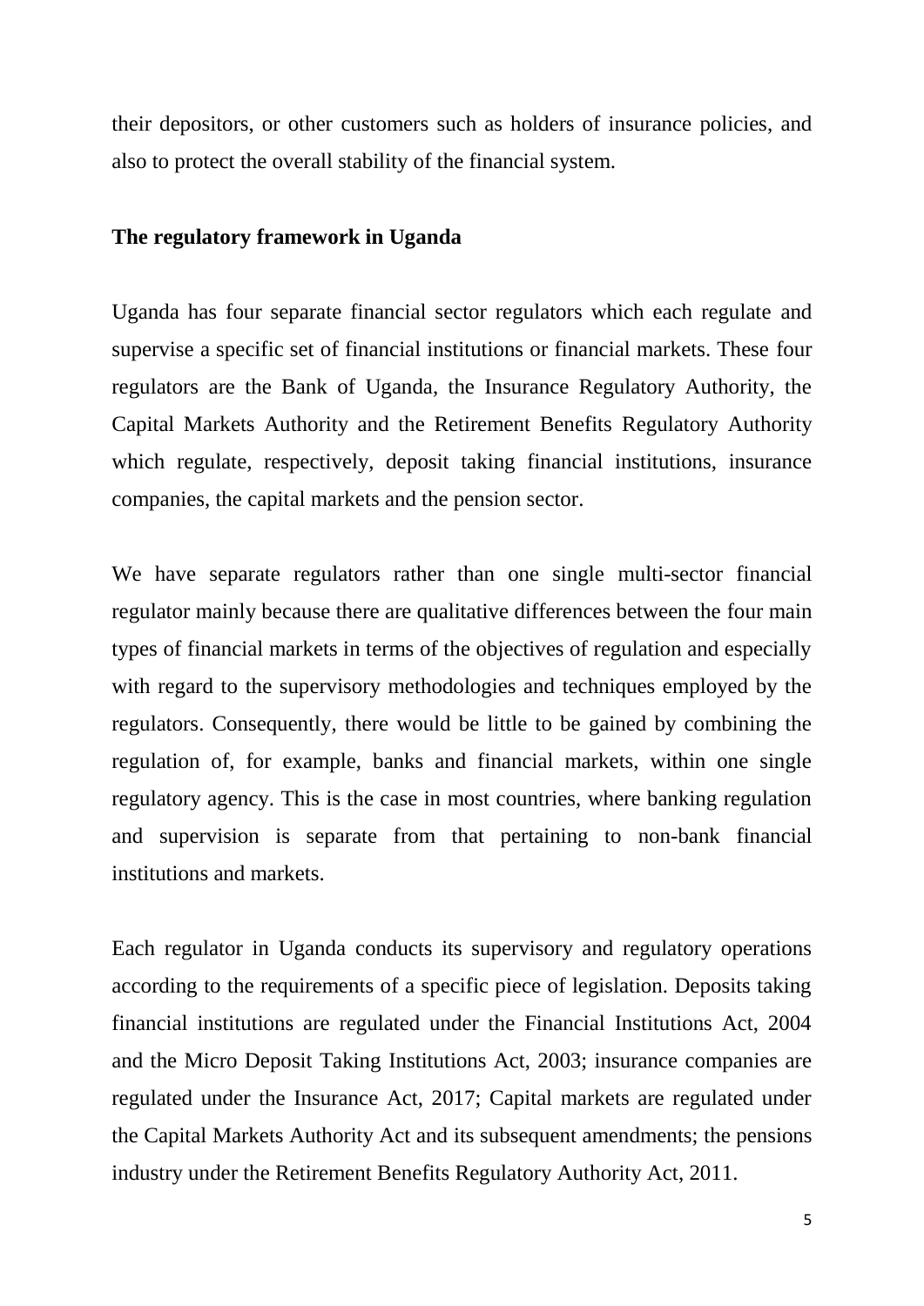their depositors, or other customers such as holders of insurance policies, and also to protect the overall stability of the financial system.

**The regulatory framework in Uganda**

Uganda has four separate financial sector regulators which each regulate and supervise a specific set of financial institutions or financial markets. These four regulators are the Bank of Uganda, the Insurance Regulatory Authority, the Capital Markets Authority and the Retirement Benefits Regulatory Authority which regulate, respectively, deposit taking financial institutions, insurance companies, the capital markets and the pension sector.

We have separate regulators rather than one single multi-sector financial regulator mainly because there are qualitative differences between the four main types of financial markets in terms of the objectives of regulation and especially with regard to the supervisory methodologies and techniques employed by the regulators. Consequently, there would be little to be gained by combining the regulation of, for example, banks and financial markets, within one single regulatory agency. This is the case in most countries, where banking regulation and supervision is separate from that pertaining to non-bank financial institutions and markets.

Each regulator in Uganda conducts its supervisory and regulatory operations according to the requirements of a specific piece of legislation. Deposits taking financial institutions are regulated under the Financial Institutions Act, 2004 and the Micro Deposit Taking Institutions Act, 2003; insurance companies are regulated under the Insurance Act, 2017; Capital markets are regulated under the Capital Markets Authority Act and its subsequent amendments; the pensions industry under the Retirement Benefits Regulatory Authority Act, 2011.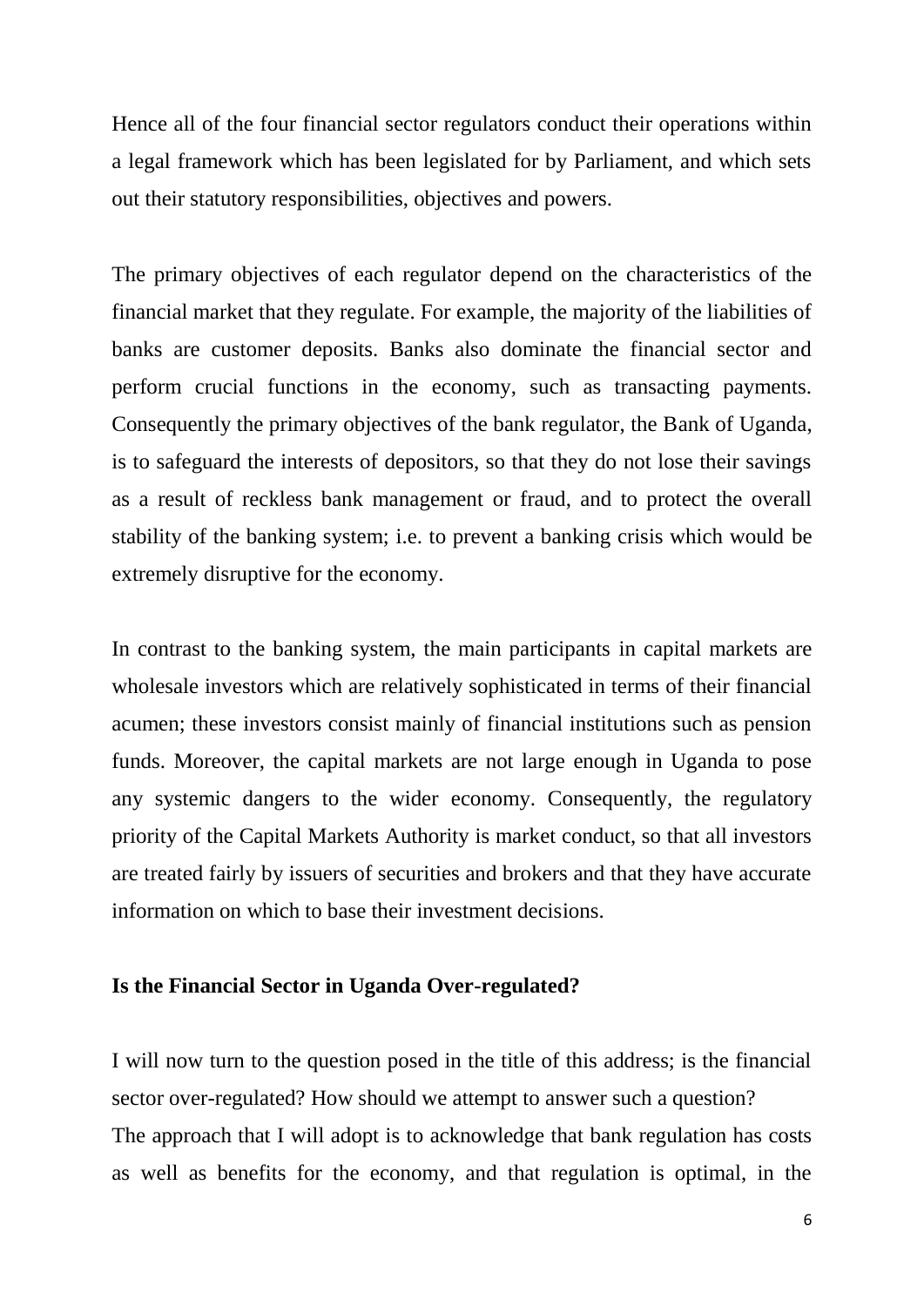Hence all of the four financial sector regulators conduct their operations within a legal framework which has been legislated for by Parliament, and which sets out their statutory responsibilities, objectives and powers.

The primary objectives of each regulator depend on the characteristics of the financial market that they regulate. For example, the majority of the liabilities of banks are customer deposits. Banks also dominate the financial sector and perform crucial functions in the economy, such as transacting payments. Consequently the primary objectives of the bank regulator, the Bank of Uganda, is to safeguard the interests of depositors, so that they do not lose their savings as a result of reckless bank management or fraud, and to protect the overall stability of the banking system; i.e. to prevent a banking crisis which would be extremely disruptive for the economy.

In contrast to the banking system, the main participants in capital markets are wholesale investors which are relatively sophisticated in terms of their financial acumen; these investors consist mainly of financial institutions such as pension funds. Moreover, the capital markets are not large enough in Uganda to pose any systemic dangers to the wider economy. Consequently, the regulatory priority of the Capital Markets Authority is market conduct, so that all investors are treated fairly by issuers of securities and brokers and that they have accurate information on which to base their investment decisions.

**Is the Financial Sector in Uganda Over-regulated?**

I will now turn to the question posed in the title of this address; is the financial sector over-regulated? How should we attempt to answer such a question?
The approach that I will adopt is to acknowledge that bank regulation has costs as well as benefits for the economy, and that regulation is optimal, in the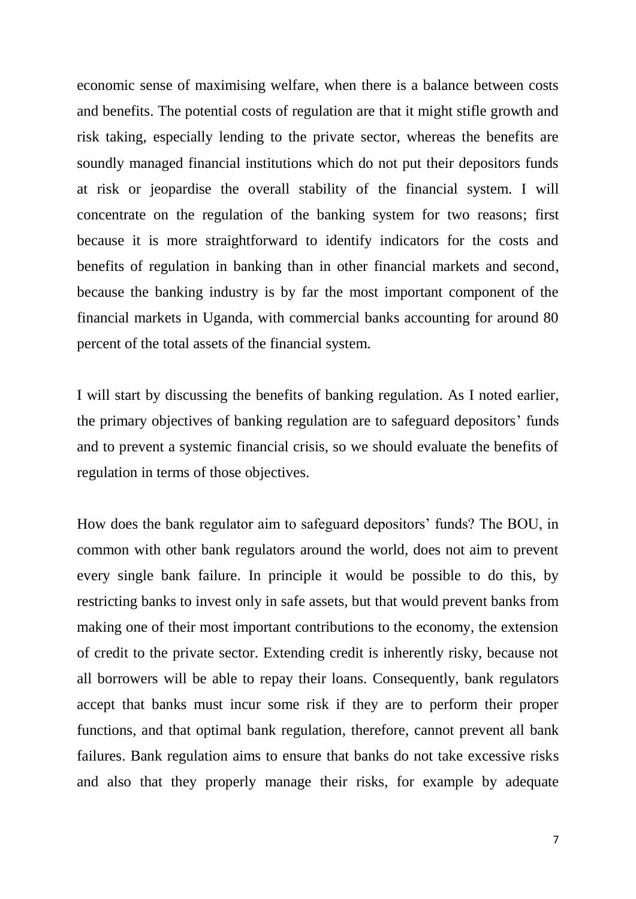economic sense of maximising welfare, when there is a balance between costs and benefits. The potential costs of regulation are that it might stifle growth and risk taking, especially lending to the private sector, whereas the benefits are soundly managed financial institutions which do not put their depositors funds at risk or jeopardise the overall stability of the financial system. I will concentrate on the regulation of the banking system for two reasons; first because it is more straightforward to identify indicators for the costs and benefits of regulation in banking than in other financial markets and second, because the banking industry is by far the most important component of the financial markets in Uganda, with commercial banks accounting for around 80 percent of the total assets of the financial system.

I will start by discussing the benefits of banking regulation. As I noted earlier, the primary objectives of banking regulation are to safeguard depositors' funds and to prevent a systemic financial crisis, so we should evaluate the benefits of regulation in terms of those objectives.

How does the bank regulator aim to safeguard depositors' funds? The BOU, in common with other bank regulators around the world, does not aim to prevent every single bank failure. In principle it would be possible to do this, by restricting banks to invest only in safe assets, but that would prevent banks from making one of their most important contributions to the economy, the extension of credit to the private sector. Extending credit is inherently risky, because not all borrowers will be able to repay their loans. Consequently, bank regulators accept that banks must incur some risk if they are to perform their proper functions, and that optimal bank regulation, therefore, cannot prevent all bank failures. Bank regulation aims to ensure that banks do not take excessive risks and also that they properly manage their risks, for example by adequate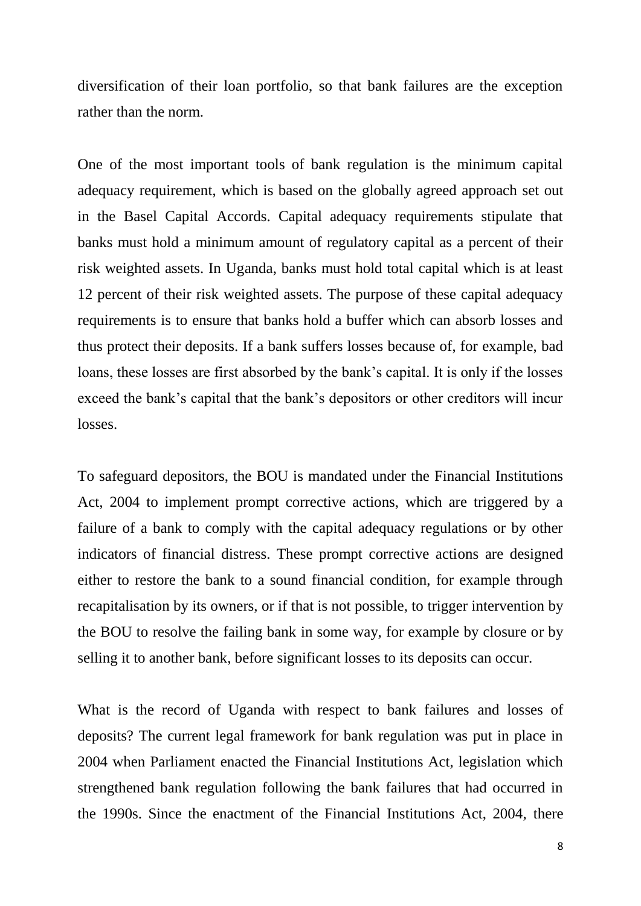diversification of their loan portfolio, so that bank failures are the exception rather than the norm.

One of the most important tools of bank regulation is the minimum capital adequacy requirement, which is based on the globally agreed approach set out in the Basel Capital Accords. Capital adequacy requirements stipulate that banks must hold a minimum amount of regulatory capital as a percent of their risk weighted assets. In Uganda, banks must hold total capital which is at least 12 percent of their risk weighted assets. The purpose of these capital adequacy requirements is to ensure that banks hold a buffer which can absorb losses and thus protect their deposits. If a bank suffers losses because of, for example, bad loans, these losses are first absorbed by the bank's capital. It is only if the losses exceed the bank's capital that the bank's depositors or other creditors will incur losses.

To safeguard depositors, the BOU is mandated under the Financial Institutions Act, 2004 to implement prompt corrective actions, which are triggered by a failure of a bank to comply with the capital adequacy regulations or by other indicators of financial distress. These prompt corrective actions are designed either to restore the bank to a sound financial condition, for example through recapitalisation by its owners, or if that is not possible, to trigger intervention by the BOU to resolve the failing bank in some way, for example by closure or by selling it to another bank, before significant losses to its deposits can occur.

What is the record of Uganda with respect to bank failures and losses of deposits? The current legal framework for bank regulation was put in place in 2004 when Parliament enacted the Financial Institutions Act, legislation which strengthened bank regulation following the bank failures that had occurred in the 1990s. Since the enactment of the Financial Institutions Act, 2004, there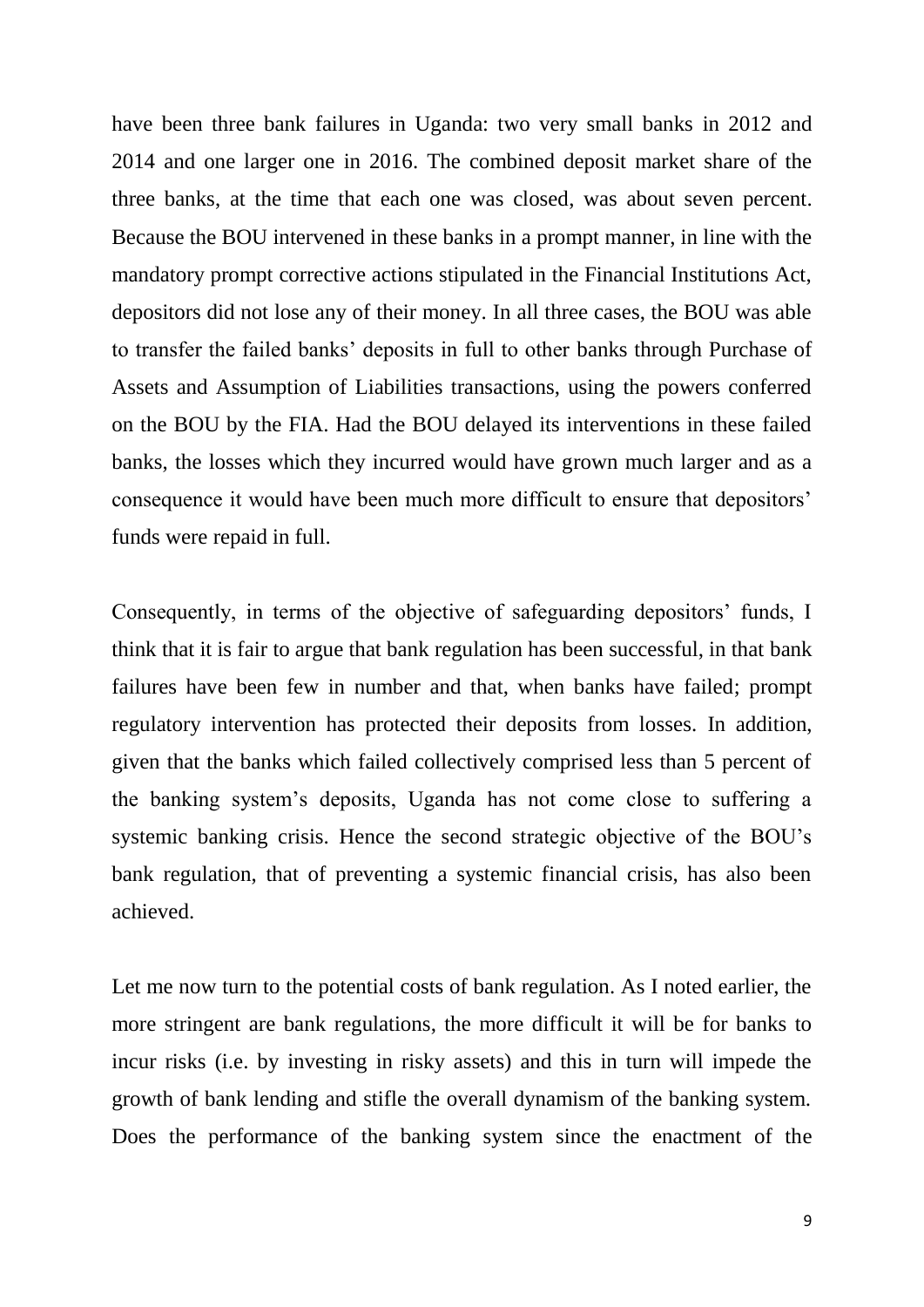have been three bank failures in Uganda: two very small banks in 2012 and 2014 and one larger one in 2016. The combined deposit market share of the three banks, at the time that each one was closed, was about seven percent. Because the BOU intervened in these banks in a prompt manner, in line with the mandatory prompt corrective actions stipulated in the Financial Institutions Act, depositors did not lose any of their money. In all three cases, the BOU was able to transfer the failed banks' deposits in full to other banks through Purchase of Assets and Assumption of Liabilities transactions, using the powers conferred on the BOU by the FIA. Had the BOU delayed its interventions in these failed banks, the losses which they incurred would have grown much larger and as a consequence it would have been much more difficult to ensure that depositors' funds were repaid in full.

Consequently, in terms of the objective of safeguarding depositors' funds, I think that it is fair to argue that bank regulation has been successful, in that bank failures have been few in number and that, when banks have failed; prompt regulatory intervention has protected their deposits from losses. In addition, given that the banks which failed collectively comprised less than 5 percent of the banking system's deposits, Uganda has not come close to suffering a systemic banking crisis. Hence the second strategic objective of the BOU's bank regulation, that of preventing a systemic financial crisis, has also been achieved.

Let me now turn to the potential costs of bank regulation. As I noted earlier, the more stringent are bank regulations, the more difficult it will be for banks to incur risks (i.e. by investing in risky assets) and this in turn will impede the growth of bank lending and stifle the overall dynamism of the banking system. Does the performance of the banking system since the enactment of the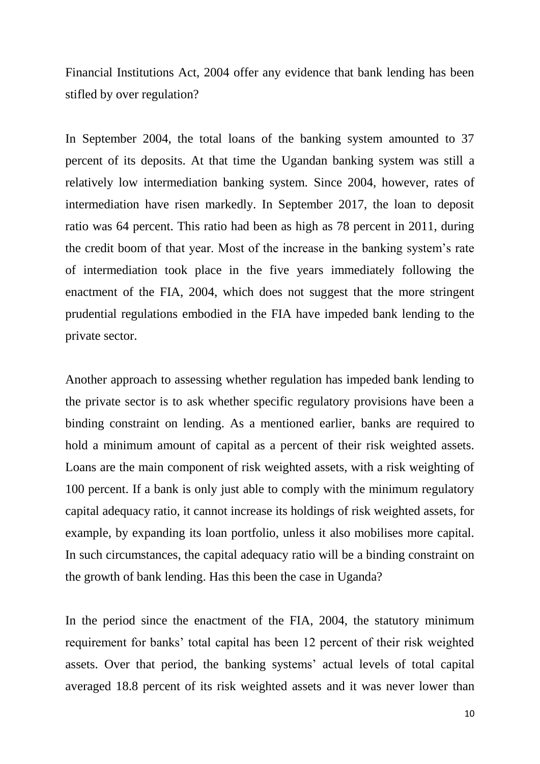Financial Institutions Act, 2004 offer any evidence that bank lending has been stifled by over regulation?

In September 2004, the total loans of the banking system amounted to 37 percent of its deposits. At that time the Ugandan banking system was still a relatively low intermediation banking system. Since 2004, however, rates of intermediation have risen markedly. In September 2017, the loan to deposit ratio was 64 percent. This ratio had been as high as 78 percent in 2011, during the credit boom of that year. Most of the increase in the banking system's rate of intermediation took place in the five years immediately following the enactment of the FIA, 2004, which does not suggest that the more stringent prudential regulations embodied in the FIA have impeded bank lending to the private sector.

Another approach to assessing whether regulation has impeded bank lending to the private sector is to ask whether specific regulatory provisions have been a binding constraint on lending. As a mentioned earlier, banks are required to hold a minimum amount of capital as a percent of their risk weighted assets. Loans are the main component of risk weighted assets, with a risk weighting of 100 percent. If a bank is only just able to comply with the minimum regulatory capital adequacy ratio, it cannot increase its holdings of risk weighted assets, for example, by expanding its loan portfolio, unless it also mobilises more capital. In such circumstances, the capital adequacy ratio will be a binding constraint on the growth of bank lending. Has this been the case in Uganda?

In the period since the enactment of the FIA, 2004, the statutory minimum requirement for banks' total capital has been 12 percent of their risk weighted assets. Over that period, the banking systems' actual levels of total capital averaged 18.8 percent of its risk weighted assets and it was never lower than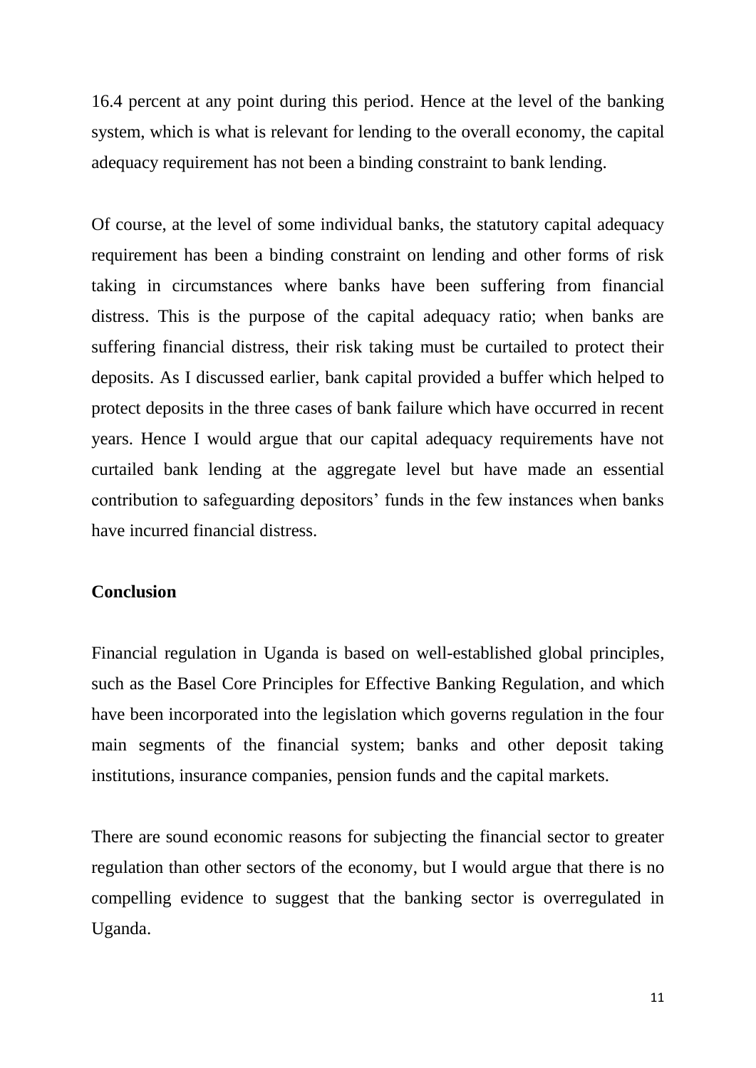16.4 percent at any point during this period. Hence at the level of the banking system, which is what is relevant for lending to the overall economy, the capital adequacy requirement has not been a binding constraint to bank lending.

Of course, at the level of some individual banks, the statutory capital adequacy requirement has been a binding constraint on lending and other forms of risk taking in circumstances where banks have been suffering from financial distress. This is the purpose of the capital adequacy ratio; when banks are suffering financial distress, their risk taking must be curtailed to protect their deposits. As I discussed earlier, bank capital provided a buffer which helped to protect deposits in the three cases of bank failure which have occurred in recent years. Hence I would argue that our capital adequacy requirements have not curtailed bank lending at the aggregate level but have made an essential contribution to safeguarding depositors' funds in the few instances when banks have incurred financial distress.

**Conclusion**

Financial regulation in Uganda is based on well-established global principles, such as the Basel Core Principles for Effective Banking Regulation, and which have been incorporated into the legislation which governs regulation in the four main segments of the financial system; banks and other deposit taking institutions, insurance companies, pension funds and the capital markets.

There are sound economic reasons for subjecting the financial sector to greater regulation than other sectors of the economy, but I would argue that there is no compelling evidence to suggest that the banking sector is overregulated in Uganda.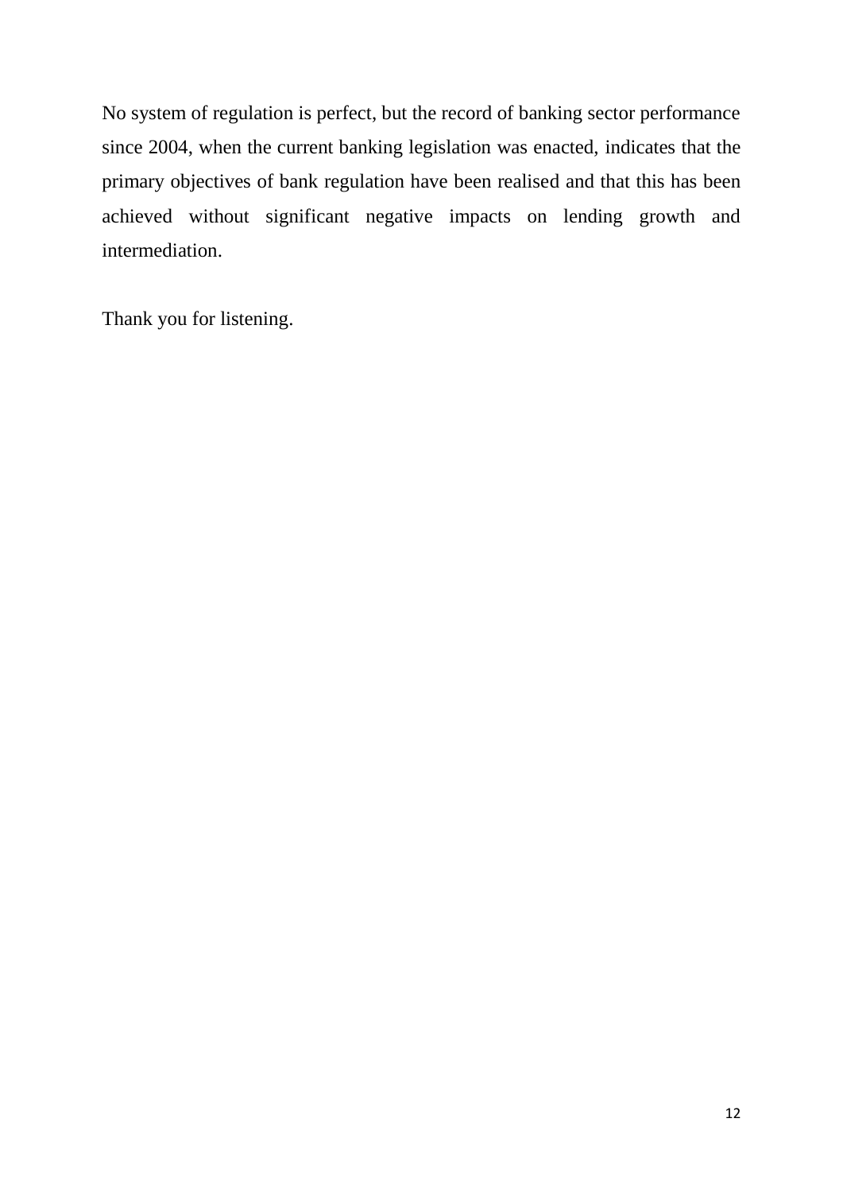No system of regulation is perfect, but the record of banking sector performance since 2004, when the current banking legislation was enacted, indicates that the primary objectives of bank regulation have been realised and that this has been achieved without significant negative impacts on lending growth and intermediation.

Thank you for listening.